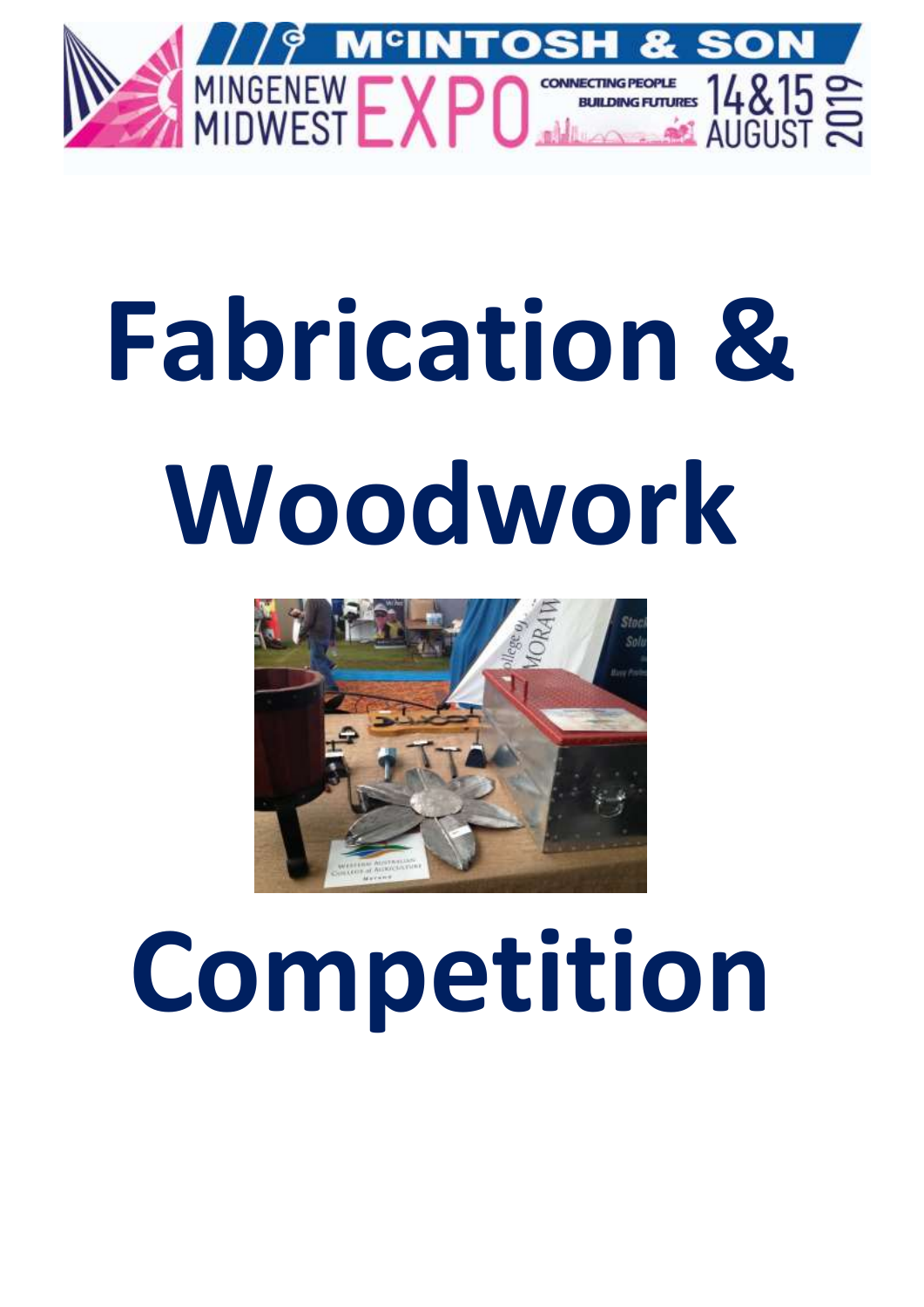McINTOSH & SON MINGENEW MIDWEST EXPO

CONNECTING PEOPLE BUILDING FUTURES

14&15 AUGUST 2019

# Fabrication & Woodwork

# Competition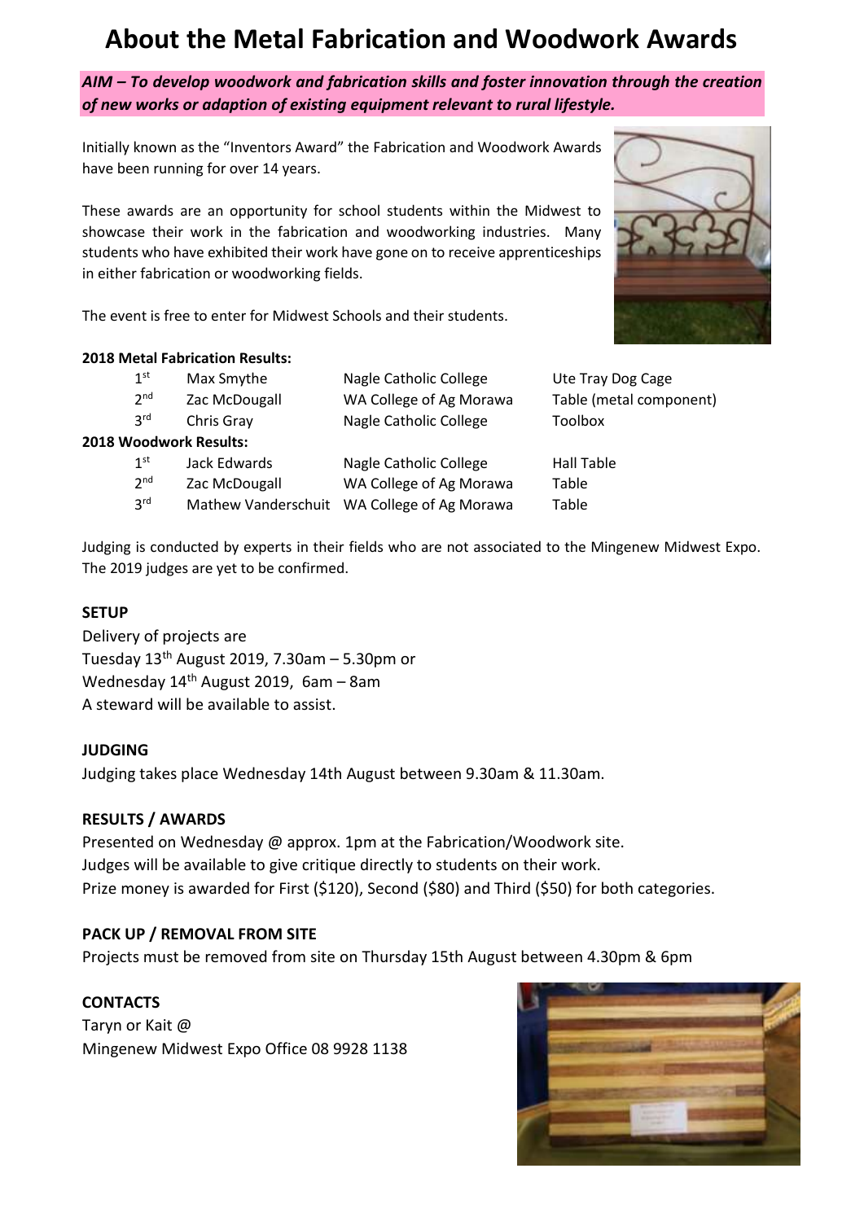# About the Metal Fabrication and Woodwork Awards

***AIM – To develop woodwork and fabrication skills and foster innovation through the creation of new works or adaption of existing equipment relevant to rural lifestyle.***

Initially known as the "Inventors Award" the Fabrication and Woodwork Awards have been running for over 14 years.

These awards are an opportunity for school students within the Midwest to showcase their work in the fabrication and woodworking industries. Many students who have exhibited their work have gone on to receive apprenticeships in either fabrication or woodworking fields.

The event is free to enter for Midwest Schools and their students.

**2018 Metal Fabrication Results:**

| | | | |
|---|---|---|---|
| 1st | Max Smythe | Nagle Catholic College | Ute Tray Dog Cage |
| 2nd | Zac McDougall | WA College of Ag Morawa | Table (metal component) |
| 3rd | Chris Gray | Nagle Catholic College | Toolbox |

**2018 Woodwork Results:**

| | | | |
|---|---|---|---|
| 1st | Jack Edwards | Nagle Catholic College | Hall Table |
| 2nd | Zac McDougall | WA College of Ag Morawa | Table |
| 3rd | Mathew Vanderschuit | WA College of Ag Morawa | Table |

Judging is conducted by experts in their fields who are not associated to the Mingenew Midwest Expo. The 2019 judges are yet to be confirmed.

**SETUP**

Delivery of projects are
Tuesday 13th August 2019, 7.30am – 5.30pm or
Wednesday 14th August 2019, 6am – 8am
A steward will be available to assist.

**JUDGING**

Judging takes place Wednesday 14th August between 9.30am & 11.30am.

**RESULTS / AWARDS**

Presented on Wednesday @ approx. 1pm at the Fabrication/Woodwork site.
Judges will be available to give critique directly to students on their work.
Prize money is awarded for First ($120), Second ($80) and Third ($50) for both categories.

**PACK UP / REMOVAL FROM SITE**

Projects must be removed from site on Thursday 15th August between 4.30pm & 6pm

**CONTACTS**

Taryn or Kait @
Mingenew Midwest Expo Office 08 9928 1138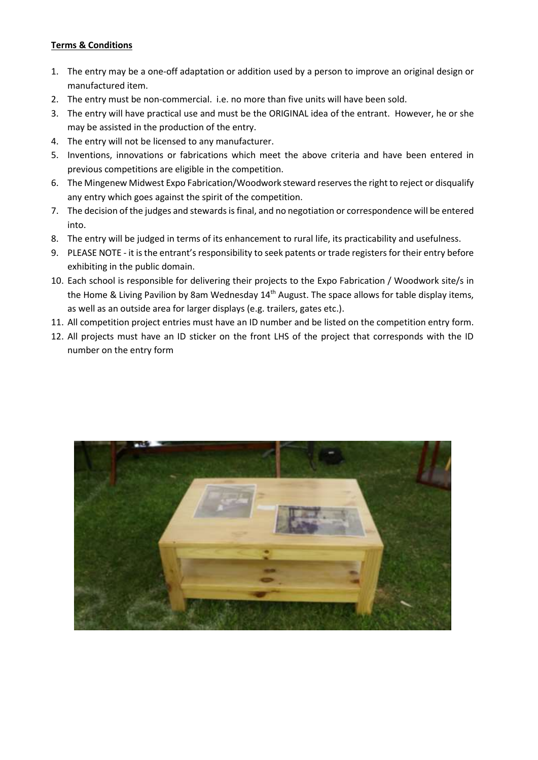**Terms & Conditions**

1. The entry may be a one-off adaptation or addition used by a person to improve an original design or manufactured item.
2. The entry must be non-commercial. i.e. no more than five units will have been sold.
3. The entry will have practical use and must be the ORIGINAL idea of the entrant. However, he or she may be assisted in the production of the entry.
4. The entry will not be licensed to any manufacturer.
5. Inventions, innovations or fabrications which meet the above criteria and have been entered in previous competitions are eligible in the competition.
6. The Mingenew Midwest Expo Fabrication/Woodwork steward reserves the right to reject or disqualify any entry which goes against the spirit of the competition.
7. The decision of the judges and stewards is final, and no negotiation or correspondence will be entered into.
8. The entry will be judged in terms of its enhancement to rural life, its practicability and usefulness.
9. PLEASE NOTE - it is the entrant's responsibility to seek patents or trade registers for their entry before exhibiting in the public domain.
10. Each school is responsible for delivering their projects to the Expo Fabrication / Woodwork site/s in the Home & Living Pavilion by 8am Wednesday 14th August. The space allows for table display items, as well as an outside area for larger displays (e.g. trailers, gates etc.).
11. All competition project entries must have an ID number and be listed on the competition entry form.
12. All projects must have an ID sticker on the front LHS of the project that corresponds with the ID number on the entry form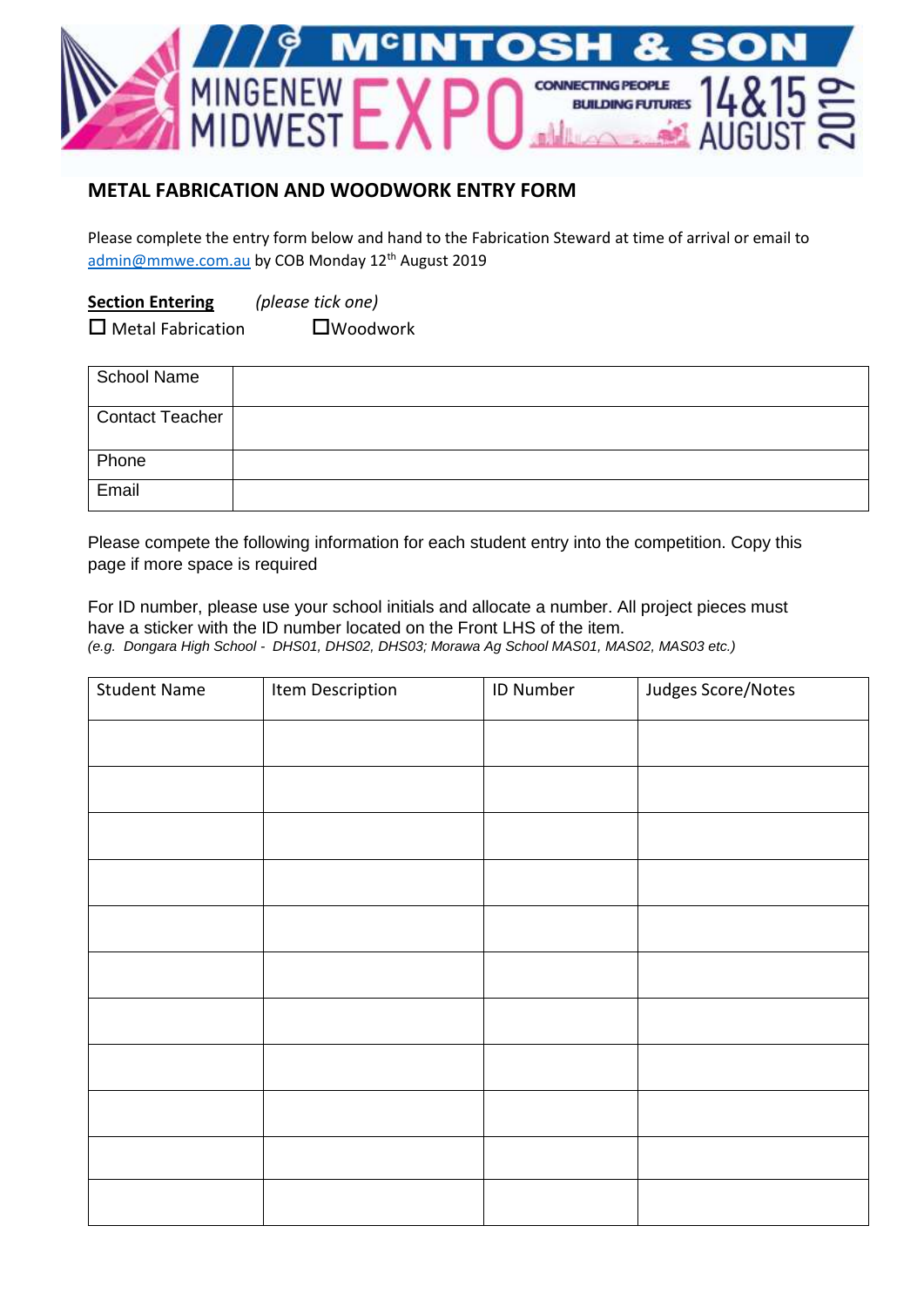McINTOSH & SON MINGENEW MIDWEST EXPO CONNECTING PEOPLE BUILDING FUTURES 14&15 AUGUST 2019

## METAL FABRICATION AND WOODWORK ENTRY FORM

Please complete the entry form below and hand to the Fabrication Steward at time of arrival or email to admin@mmwe.com.au by COB Monday 12th August 2019

**Section Entering** *(please tick one)*

☐ Metal Fabrication ☐ Woodwork

| | |
|---|---|
| School Name | |
| Contact Teacher | |
| Phone | |
| Email | |

Please compete the following information for each student entry into the competition. Copy this page if more space is required

For ID number, please use your school initials and allocate a number. All project pieces must have a sticker with the ID number located on the Front LHS of the item.
*(e.g. Dongara High School - DHS01, DHS02, DHS03; Morawa Ag School MAS01, MAS02, MAS03 etc.)*

| Student Name | Item Description | ID Number | Judges Score/Notes |
|---|---|---|---|
| | | | |
| | | | |
| | | | |
| | | | |
| | | | |
| | | | |
| | | | |
| | | | |
| | | | |
| | | | |
| | | | |